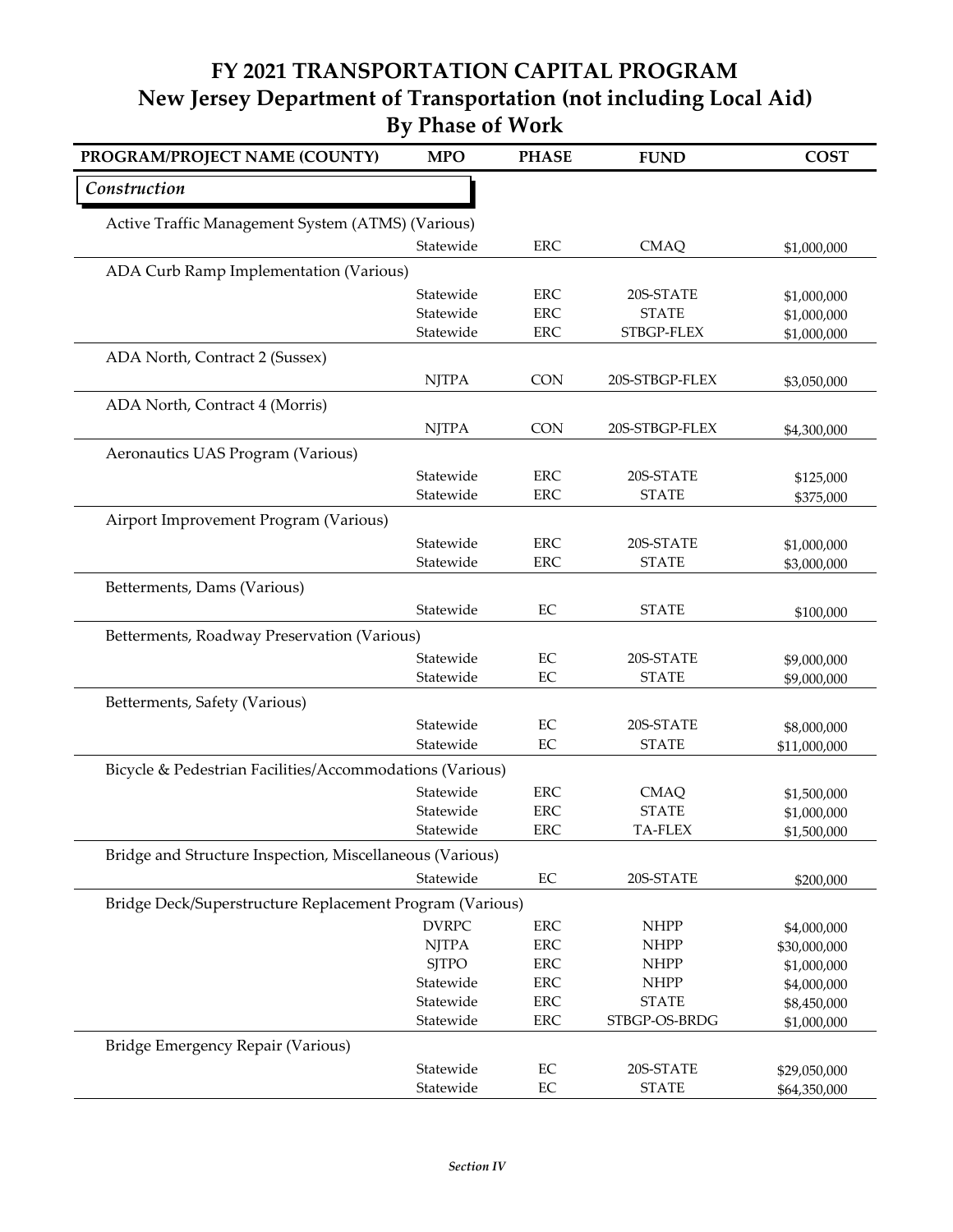# FY 2021 TRANSPORTATION CAPITAL PROGRAM
## New Jersey Department of Transportation (not including Local Aid)
## By Phase of Work

| PROGRAM/PROJECT NAME (COUNTY) | MPO | PHASE | FUND | COST |
|---|---|---|---|---|
| ***Construction*** | | | | |
| Active Traffic Management System (ATMS) (Various) | | | | |
| | Statewide | ERC | CMAQ | $1,000,000 |
| ADA Curb Ramp Implementation (Various) | | | | |
| | Statewide | ERC | 20S-STATE | $1,000,000 |
| | Statewide | ERC | STATE | $1,000,000 |
| | Statewide | ERC | STBGP-FLEX | $1,000,000 |
| ADA North, Contract 2 (Sussex) | | | | |
| | NJTPA | CON | 20S-STBGP-FLEX | $3,050,000 |
| ADA North, Contract 4 (Morris) | | | | |
| | NJTPA | CON | 20S-STBGP-FLEX | $4,300,000 |
| Aeronautics UAS Program (Various) | | | | |
| | Statewide | ERC | 20S-STATE | $125,000 |
| | Statewide | ERC | STATE | $375,000 |
| Airport Improvement Program (Various) | | | | |
| | Statewide | ERC | 20S-STATE | $1,000,000 |
| | Statewide | ERC | STATE | $3,000,000 |
| Betterments, Dams (Various) | | | | |
| | Statewide | EC | STATE | $100,000 |
| Betterments, Roadway Preservation (Various) | | | | |
| | Statewide | EC | 20S-STATE | $9,000,000 |
| | Statewide | EC | STATE | $9,000,000 |
| Betterments, Safety (Various) | | | | |
| | Statewide | EC | 20S-STATE | $8,000,000 |
| | Statewide | EC | STATE | $11,000,000 |
| Bicycle & Pedestrian Facilities/Accommodations (Various) | | | | |
| | Statewide | ERC | CMAQ | $1,500,000 |
| | Statewide | ERC | STATE | $1,000,000 |
| | Statewide | ERC | TA-FLEX | $1,500,000 |
| Bridge and Structure Inspection, Miscellaneous (Various) | | | | |
| | Statewide | EC | 20S-STATE | $200,000 |
| Bridge Deck/Superstructure Replacement Program (Various) | | | | |
| | DVRPC | ERC | NHPP | $4,000,000 |
| | NJTPA | ERC | NHPP | $30,000,000 |
| | SJTPO | ERC | NHPP | $1,000,000 |
| | Statewide | ERC | NHPP | $4,000,000 |
| | Statewide | ERC | STATE | $8,450,000 |
| | Statewide | ERC | STBGP-OS-BRDG | $1,000,000 |
| Bridge Emergency Repair (Various) | | | | |
| | Statewide | EC | 20S-STATE | $29,050,000 |
| | Statewide | EC | STATE | $64,350,000 |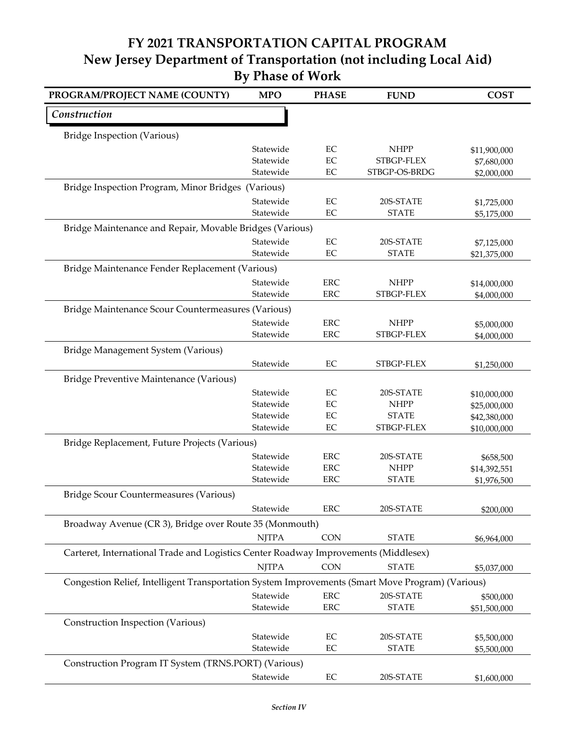# FY 2021 TRANSPORTATION CAPITAL PROGRAM
## New Jersey Department of Transportation (not including Local Aid)
## By Phase of Work

| PROGRAM/PROJECT NAME (COUNTY) | MPO | PHASE | FUND | COST |
|---|---|---|---|---|
| *Construction* | | | | |
| Bridge Inspection (Various) | | | | |
| | Statewide | EC | NHPP | $11,900,000 |
| | Statewide | EC | STBGP-FLEX | $7,680,000 |
| | Statewide | EC | STBGP-OS-BRDG | $2,000,000 |
| Bridge Inspection Program, Minor Bridges (Various) | | | | |
| | Statewide | EC | 20S-STATE | $1,725,000 |
| | Statewide | EC | STATE | $5,175,000 |
| Bridge Maintenance and Repair, Movable Bridges (Various) | | | | |
| | Statewide | EC | 20S-STATE | $7,125,000 |
| | Statewide | EC | STATE | $21,375,000 |
| Bridge Maintenance Fender Replacement (Various) | | | | |
| | Statewide | ERC | NHPP | $14,000,000 |
| | Statewide | ERC | STBGP-FLEX | $4,000,000 |
| Bridge Maintenance Scour Countermeasures (Various) | | | | |
| | Statewide | ERC | NHPP | $5,000,000 |
| | Statewide | ERC | STBGP-FLEX | $4,000,000 |
| Bridge Management System (Various) | | | | |
| | Statewide | EC | STBGP-FLEX | $1,250,000 |
| Bridge Preventive Maintenance (Various) | | | | |
| | Statewide | EC | 20S-STATE | $10,000,000 |
| | Statewide | EC | NHPP | $25,000,000 |
| | Statewide | EC | STATE | $42,380,000 |
| | Statewide | EC | STBGP-FLEX | $10,000,000 |
| Bridge Replacement, Future Projects (Various) | | | | |
| | Statewide | ERC | 20S-STATE | $658,500 |
| | Statewide | ERC | NHPP | $14,392,551 |
| | Statewide | ERC | STATE | $1,976,500 |
| Bridge Scour Countermeasures (Various) | | | | |
| | Statewide | ERC | 20S-STATE | $200,000 |
| Broadway Avenue (CR 3), Bridge over Route 35 (Monmouth) | | | | |
| | NJTPA | CON | STATE | $6,964,000 |
| Carteret, International Trade and Logistics Center Roadway Improvements (Middlesex) | | | | |
| | NJTPA | CON | STATE | $5,037,000 |
| Congestion Relief, Intelligent Transportation System Improvements (Smart Move Program) (Various) | | | | |
| | Statewide | ERC | 20S-STATE | $500,000 |
| | Statewide | ERC | STATE | $51,500,000 |
| Construction Inspection (Various) | | | | |
| | Statewide | EC | 20S-STATE | $5,500,000 |
| | Statewide | EC | STATE | $5,500,000 |
| Construction Program IT System (TRNS.PORT) (Various) | | | | |
| | Statewide | EC | 20S-STATE | $1,600,000 |

*Section IV*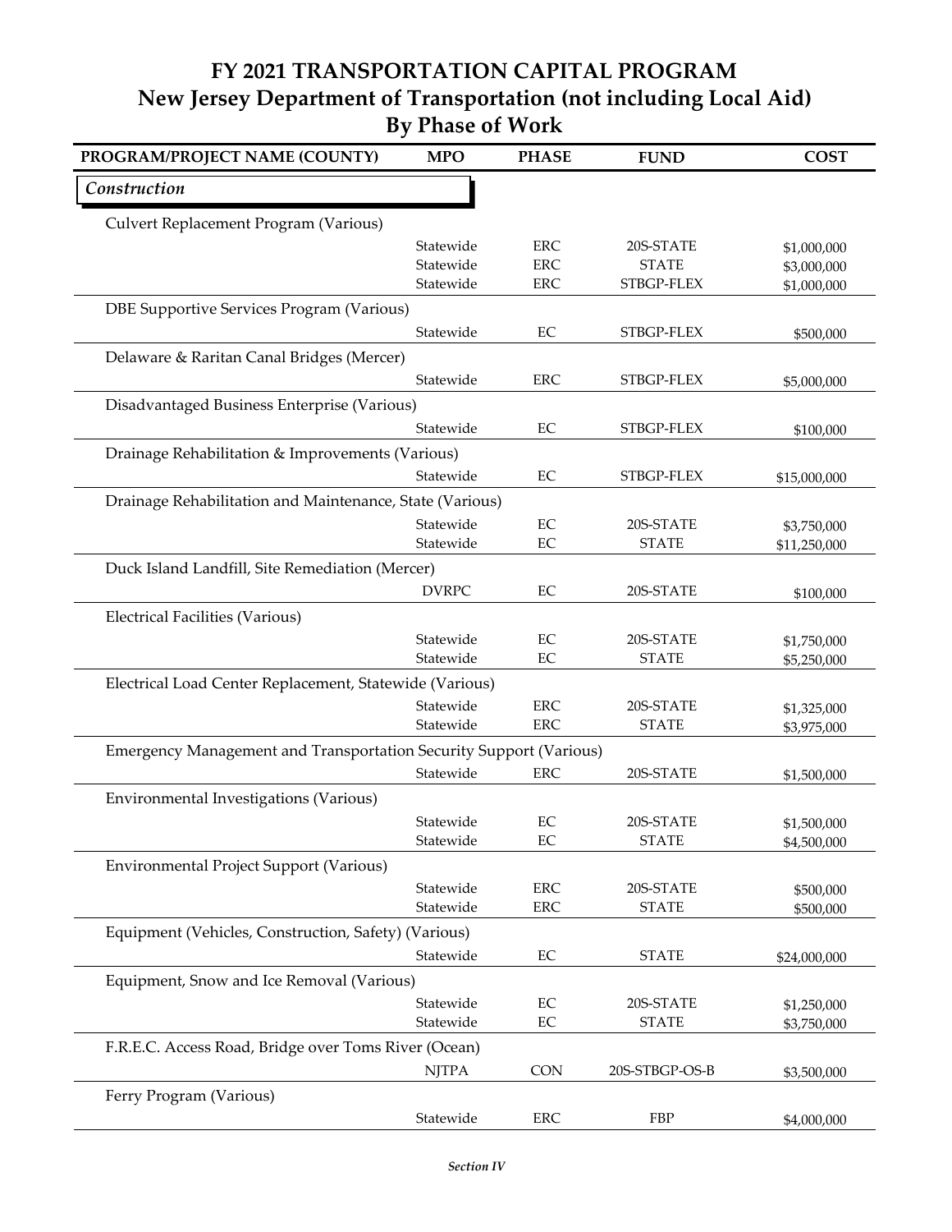# FY 2021 TRANSPORTATION CAPITAL PROGRAM
## New Jersey Department of Transportation (not including Local Aid)
## By Phase of Work

| PROGRAM/PROJECT NAME (COUNTY) | MPO | PHASE | FUND | COST |
|---|---|---|---|---|
| ***Construction*** | | | | |
| Culvert Replacement Program (Various) | | | | |
| | Statewide | ERC | 20S-STATE | $1,000,000 |
| | Statewide | ERC | STATE | $3,000,000 |
| | Statewide | ERC | STBGP-FLEX | $1,000,000 |
| DBE Supportive Services Program (Various) | | | | |
| | Statewide | EC | STBGP-FLEX | $500,000 |
| Delaware & Raritan Canal Bridges (Mercer) | | | | |
| | Statewide | ERC | STBGP-FLEX | $5,000,000 |
| Disadvantaged Business Enterprise (Various) | | | | |
| | Statewide | EC | STBGP-FLEX | $100,000 |
| Drainage Rehabilitation & Improvements (Various) | | | | |
| | Statewide | EC | STBGP-FLEX | $15,000,000 |
| Drainage Rehabilitation and Maintenance, State (Various) | | | | |
| | Statewide | EC | 20S-STATE | $3,750,000 |
| | Statewide | EC | STATE | $11,250,000 |
| Duck Island Landfill, Site Remediation (Mercer) | | | | |
| | DVRPC | EC | 20S-STATE | $100,000 |
| Electrical Facilities (Various) | | | | |
| | Statewide | EC | 20S-STATE | $1,750,000 |
| | Statewide | EC | STATE | $5,250,000 |
| Electrical Load Center Replacement, Statewide (Various) | | | | |
| | Statewide | ERC | 20S-STATE | $1,325,000 |
| | Statewide | ERC | STATE | $3,975,000 |
| Emergency Management and Transportation Security Support (Various) | | | | |
| | Statewide | ERC | 20S-STATE | $1,500,000 |
| Environmental Investigations (Various) | | | | |
| | Statewide | EC | 20S-STATE | $1,500,000 |
| | Statewide | EC | STATE | $4,500,000 |
| Environmental Project Support (Various) | | | | |
| | Statewide | ERC | 20S-STATE | $500,000 |
| | Statewide | ERC | STATE | $500,000 |
| Equipment (Vehicles, Construction, Safety) (Various) | | | | |
| | Statewide | EC | STATE | $24,000,000 |
| Equipment, Snow and Ice Removal (Various) | | | | |
| | Statewide | EC | 20S-STATE | $1,250,000 |
| | Statewide | EC | STATE | $3,750,000 |
| F.R.E.C. Access Road, Bridge over Toms River (Ocean) | | | | |
| | NJTPA | CON | 20S-STBGP-OS-B | $3,500,000 |
| Ferry Program (Various) | | | | |
| | Statewide | ERC | FBP | $4,000,000 |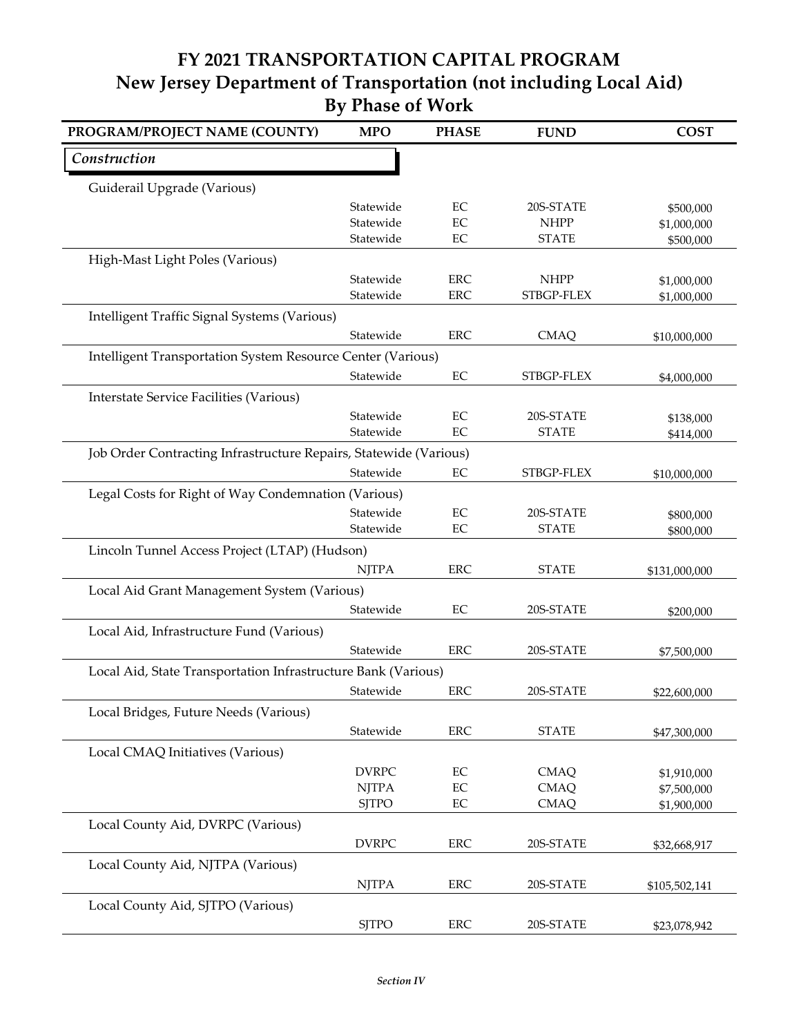# FY 2021 TRANSPORTATION CAPITAL PROGRAM
## New Jersey Department of Transportation (not including Local Aid)
### By Phase of Work

| PROGRAM/PROJECT NAME (COUNTY) | MPO | PHASE | FUND | COST |
|---|---|---|---|---|
| ***Construction*** | | | | |
| Guiderail Upgrade (Various) | | | | |
| | Statewide | EC | 20S-STATE | $500,000 |
| | Statewide | EC | NHPP | $1,000,000 |
| | Statewide | EC | STATE | $500,000 |
| High-Mast Light Poles (Various) | | | | |
| | Statewide | ERC | NHPP | $1,000,000 |
| | Statewide | ERC | STBGP-FLEX | $1,000,000 |
| Intelligent Traffic Signal Systems (Various) | | | | |
| | Statewide | ERC | CMAQ | $10,000,000 |
| Intelligent Transportation System Resource Center (Various) | | | | |
| | Statewide | EC | STBGP-FLEX | $4,000,000 |
| Interstate Service Facilities (Various) | | | | |
| | Statewide | EC | 20S-STATE | $138,000 |
| | Statewide | EC | STATE | $414,000 |
| Job Order Contracting Infrastructure Repairs, Statewide (Various) | | | | |
| | Statewide | EC | STBGP-FLEX | $10,000,000 |
| Legal Costs for Right of Way Condemnation (Various) | | | | |
| | Statewide | EC | 20S-STATE | $800,000 |
| | Statewide | EC | STATE | $800,000 |
| Lincoln Tunnel Access Project (LTAP) (Hudson) | | | | |
| | NJTPA | ERC | STATE | $131,000,000 |
| Local Aid Grant Management System (Various) | | | | |
| | Statewide | EC | 20S-STATE | $200,000 |
| Local Aid, Infrastructure Fund (Various) | | | | |
| | Statewide | ERC | 20S-STATE | $7,500,000 |
| Local Aid, State Transportation Infrastructure Bank (Various) | | | | |
| | Statewide | ERC | 20S-STATE | $22,600,000 |
| Local Bridges, Future Needs (Various) | | | | |
| | Statewide | ERC | STATE | $47,300,000 |
| Local CMAQ Initiatives (Various) | | | | |
| | DVRPC | EC | CMAQ | $1,910,000 |
| | NJTPA | EC | CMAQ | $7,500,000 |
| | SJTPO | EC | CMAQ | $1,900,000 |
| Local County Aid, DVRPC (Various) | | | | |
| | DVRPC | ERC | 20S-STATE | $32,668,917 |
| Local County Aid, NJTPA (Various) | | | | |
| | NJTPA | ERC | 20S-STATE | $105,502,141 |
| Local County Aid, SJTPO (Various) | | | | |
| | SJTPO | ERC | 20S-STATE | $23,078,942 |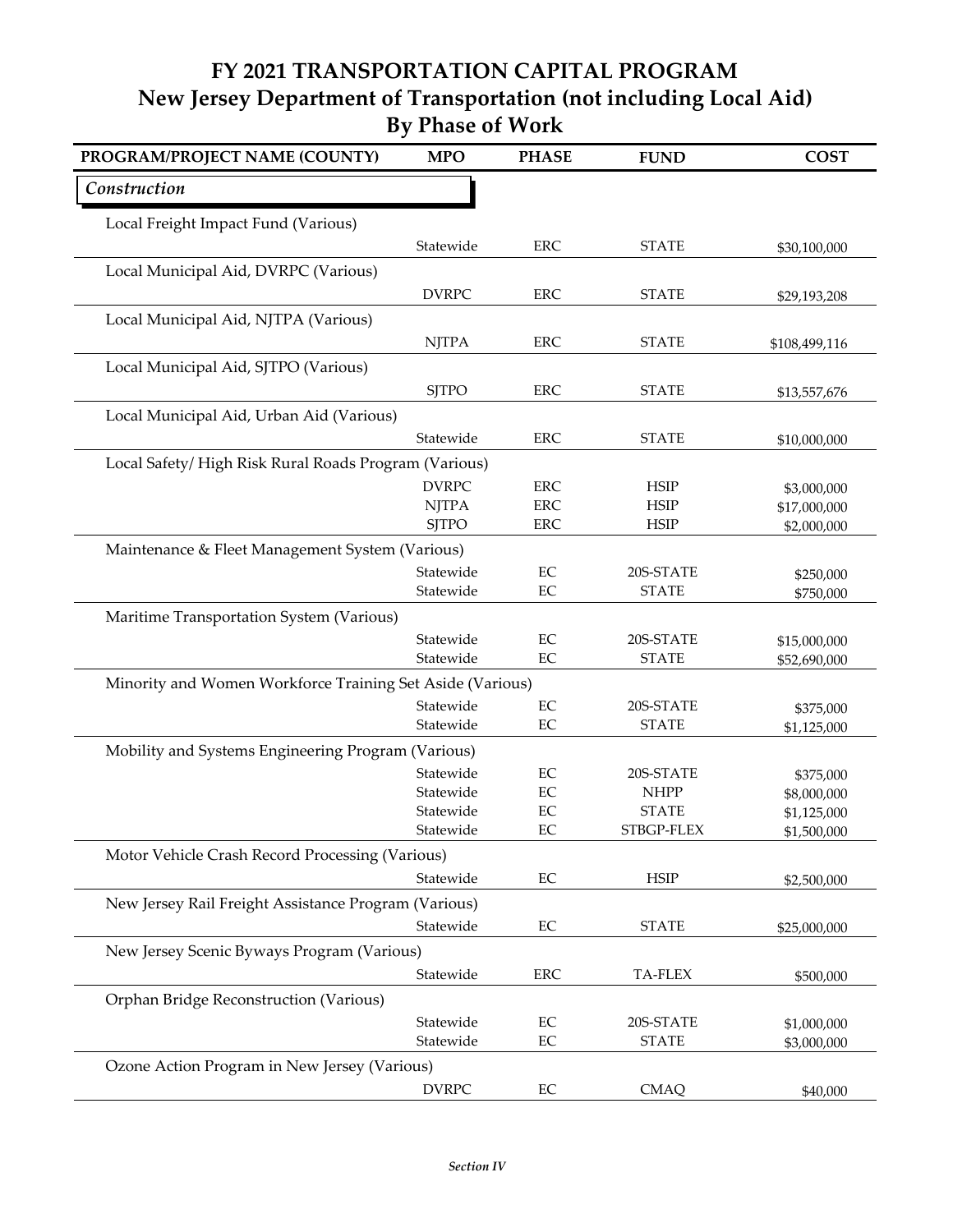# FY 2021 TRANSPORTATION CAPITAL PROGRAM
## New Jersey Department of Transportation (not including Local Aid)
## By Phase of Work

| PROGRAM/PROJECT NAME (COUNTY) | MPO | PHASE | FUND | COST |
|---|---|---|---|---|
| *Construction* | | | | |
| Local Freight Impact Fund (Various) | | | | |
| | Statewide | ERC | STATE | $30,100,000 |
| Local Municipal Aid, DVRPC (Various) | | | | |
| | DVRPC | ERC | STATE | $29,193,208 |
| Local Municipal Aid, NJTPA (Various) | | | | |
| | NJTPA | ERC | STATE | $108,499,116 |
| Local Municipal Aid, SJTPO (Various) | | | | |
| | SJTPO | ERC | STATE | $13,557,676 |
| Local Municipal Aid, Urban Aid (Various) | | | | |
| | Statewide | ERC | STATE | $10,000,000 |
| Local Safety/ High Risk Rural Roads Program (Various) | | | | |
| | DVRPC | ERC | HSIP | $3,000,000 |
| | NJTPA | ERC | HSIP | $17,000,000 |
| | SJTPO | ERC | HSIP | $2,000,000 |
| Maintenance & Fleet Management System (Various) | | | | |
| | Statewide | EC | 20S-STATE | $250,000 |
| | Statewide | EC | STATE | $750,000 |
| Maritime Transportation System (Various) | | | | |
| | Statewide | EC | 20S-STATE | $15,000,000 |
| | Statewide | EC | STATE | $52,690,000 |
| Minority and Women Workforce Training Set Aside (Various) | | | | |
| | Statewide | EC | 20S-STATE | $375,000 |
| | Statewide | EC | STATE | $1,125,000 |
| Mobility and Systems Engineering Program (Various) | | | | |
| | Statewide | EC | 20S-STATE | $375,000 |
| | Statewide | EC | NHPP | $8,000,000 |
| | Statewide | EC | STATE | $1,125,000 |
| | Statewide | EC | STBGP-FLEX | $1,500,000 |
| Motor Vehicle Crash Record Processing (Various) | | | | |
| | Statewide | EC | HSIP | $2,500,000 |
| New Jersey Rail Freight Assistance Program (Various) | | | | |
| | Statewide | EC | STATE | $25,000,000 |
| New Jersey Scenic Byways Program (Various) | | | | |
| | Statewide | ERC | TA-FLEX | $500,000 |
| Orphan Bridge Reconstruction (Various) | | | | |
| | Statewide | EC | 20S-STATE | $1,000,000 |
| | Statewide | EC | STATE | $3,000,000 |
| Ozone Action Program in New Jersey (Various) | | | | |
| | DVRPC | EC | CMAQ | $40,000 |

*Section IV*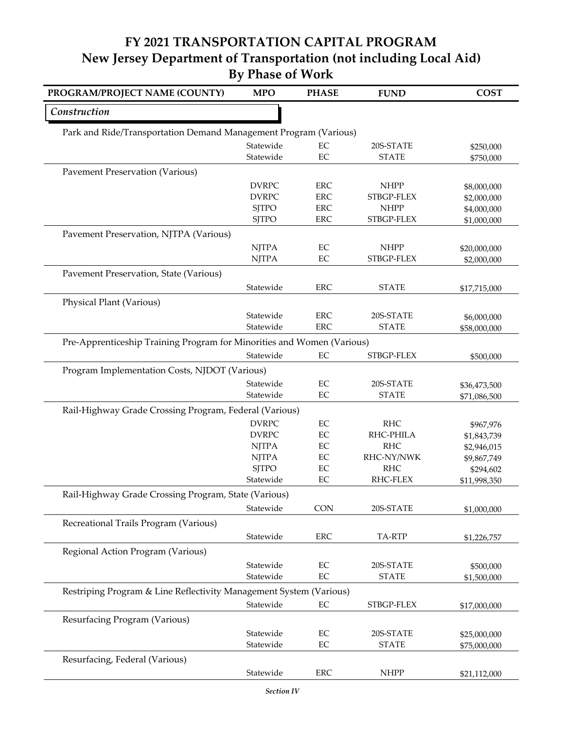# FY 2021 TRANSPORTATION CAPITAL PROGRAM
## New Jersey Department of Transportation (not including Local Aid)
### By Phase of Work

| PROGRAM/PROJECT NAME (COUNTY) | MPO | PHASE | FUND | COST |
|---|---|---|---|---|
| ***Construction*** | | | | |
| Park and Ride/Transportation Demand Management Program (Various) | | | | |
| | Statewide | EC | 20S-STATE | $250,000 |
| | Statewide | EC | STATE | $750,000 |
| Pavement Preservation (Various) | | | | |
| | DVRPC | ERC | NHPP | $8,000,000 |
| | DVRPC | ERC | STBGP-FLEX | $2,000,000 |
| | SJTPO | ERC | NHPP | $4,000,000 |
| | SJTPO | ERC | STBGP-FLEX | $1,000,000 |
| Pavement Preservation, NJTPA (Various) | | | | |
| | NJTPA | EC | NHPP | $20,000,000 |
| | NJTPA | EC | STBGP-FLEX | $2,000,000 |
| Pavement Preservation, State (Various) | | | | |
| | Statewide | ERC | STATE | $17,715,000 |
| Physical Plant (Various) | | | | |
| | Statewide | ERC | 20S-STATE | $6,000,000 |
| | Statewide | ERC | STATE | $58,000,000 |
| Pre-Apprenticeship Training Program for Minorities and Women (Various) | | | | |
| | Statewide | EC | STBGP-FLEX | $500,000 |
| Program Implementation Costs, NJDOT (Various) | | | | |
| | Statewide | EC | 20S-STATE | $36,473,500 |
| | Statewide | EC | STATE | $71,086,500 |
| Rail-Highway Grade Crossing Program, Federal (Various) | | | | |
| | DVRPC | EC | RHC | $967,976 |
| | DVRPC | EC | RHC-PHILA | $1,843,739 |
| | NJTPA | EC | RHC | $2,946,015 |
| | NJTPA | EC | RHC-NY/NWK | $9,867,749 |
| | SJTPO | EC | RHC | $294,602 |
| | Statewide | EC | RHC-FLEX | $11,998,350 |
| Rail-Highway Grade Crossing Program, State (Various) | | | | |
| | Statewide | CON | 20S-STATE | $1,000,000 |
| Recreational Trails Program (Various) | | | | |
| | Statewide | ERC | TA-RTP | $1,226,757 |
| Regional Action Program (Various) | | | | |
| | Statewide | EC | 20S-STATE | $500,000 |
| | Statewide | EC | STATE | $1,500,000 |
| Restriping Program & Line Reflectivity Management System (Various) | | | | |
| | Statewide | EC | STBGP-FLEX | $17,000,000 |
| Resurfacing Program (Various) | | | | |
| | Statewide | EC | 20S-STATE | $25,000,000 |
| | Statewide | EC | STATE | $75,000,000 |
| Resurfacing, Federal (Various) | | | | |
| | Statewide | ERC | NHPP | $21,112,000 |

*Section IV*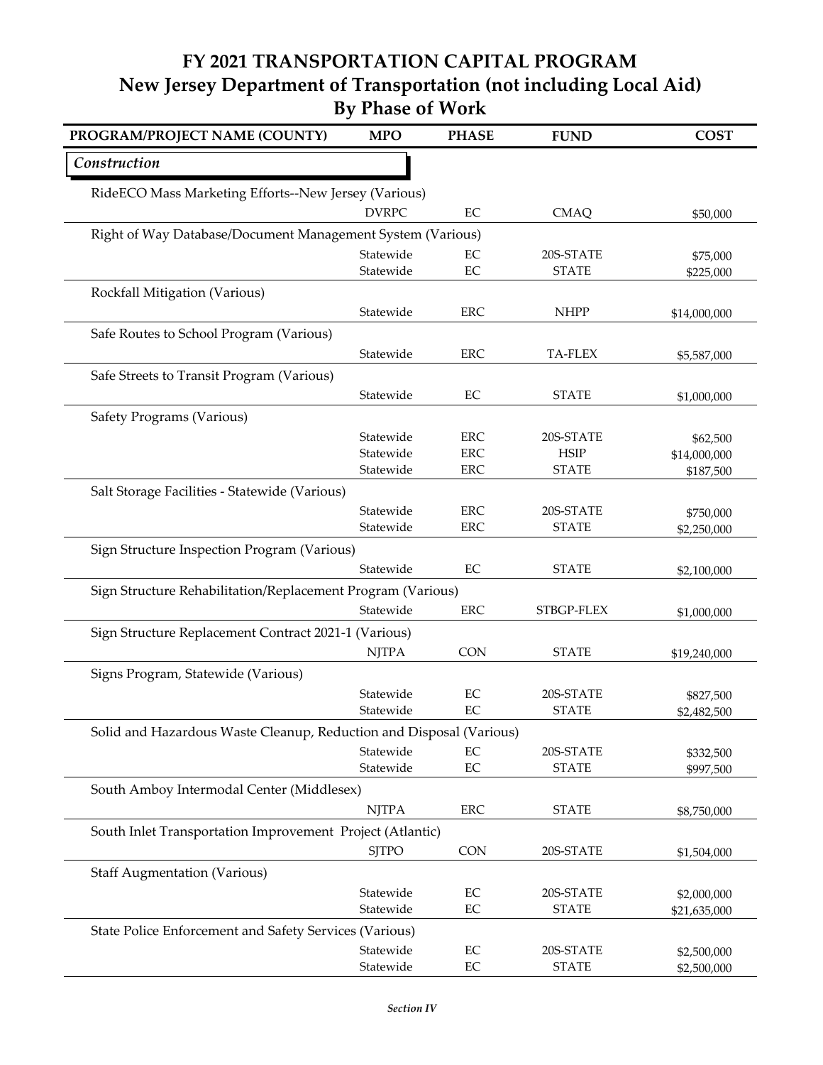# FY 2021 TRANSPORTATION CAPITAL PROGRAM
## New Jersey Department of Transportation (not including Local Aid)
## By Phase of Work

| PROGRAM/PROJECT NAME (COUNTY) | MPO | PHASE | FUND | COST |
|---|---|---|---|---|
| ***Construction*** | | | | |
| RideECO Mass Marketing Efforts--New Jersey (Various) | | | | |
| | DVRPC | EC | CMAQ | $50,000 |
| Right of Way Database/Document Management System (Various) | | | | |
| | Statewide | EC | 20S-STATE | $75,000 |
| | Statewide | EC | STATE | $225,000 |
| Rockfall Mitigation (Various) | | | | |
| | Statewide | ERC | NHPP | $14,000,000 |
| Safe Routes to School Program (Various) | | | | |
| | Statewide | ERC | TA-FLEX | $5,587,000 |
| Safe Streets to Transit Program (Various) | | | | |
| | Statewide | EC | STATE | $1,000,000 |
| Safety Programs (Various) | | | | |
| | Statewide | ERC | 20S-STATE | $62,500 |
| | Statewide | ERC | HSIP | $14,000,000 |
| | Statewide | ERC | STATE | $187,500 |
| Salt Storage Facilities - Statewide (Various) | | | | |
| | Statewide | ERC | 20S-STATE | $750,000 |
| | Statewide | ERC | STATE | $2,250,000 |
| Sign Structure Inspection Program (Various) | | | | |
| | Statewide | EC | STATE | $2,100,000 |
| Sign Structure Rehabilitation/Replacement Program (Various) | | | | |
| | Statewide | ERC | STBGP-FLEX | $1,000,000 |
| Sign Structure Replacement Contract 2021-1 (Various) | | | | |
| | NJTPA | CON | STATE | $19,240,000 |
| Signs Program, Statewide (Various) | | | | |
| | Statewide | EC | 20S-STATE | $827,500 |
| | Statewide | EC | STATE | $2,482,500 |
| Solid and Hazardous Waste Cleanup, Reduction and Disposal (Various) | | | | |
| | Statewide | EC | 20S-STATE | $332,500 |
| | Statewide | EC | STATE | $997,500 |
| South Amboy Intermodal Center (Middlesex) | | | | |
| | NJTPA | ERC | STATE | $8,750,000 |
| South Inlet Transportation Improvement Project (Atlantic) | | | | |
| | SJTPO | CON | 20S-STATE | $1,504,000 |
| Staff Augmentation (Various) | | | | |
| | Statewide | EC | 20S-STATE | $2,000,000 |
| | Statewide | EC | STATE | $21,635,000 |
| State Police Enforcement and Safety Services (Various) | | | | |
| | Statewide | EC | 20S-STATE | $2,500,000 |
| | Statewide | EC | STATE | $2,500,000 |

*Section IV*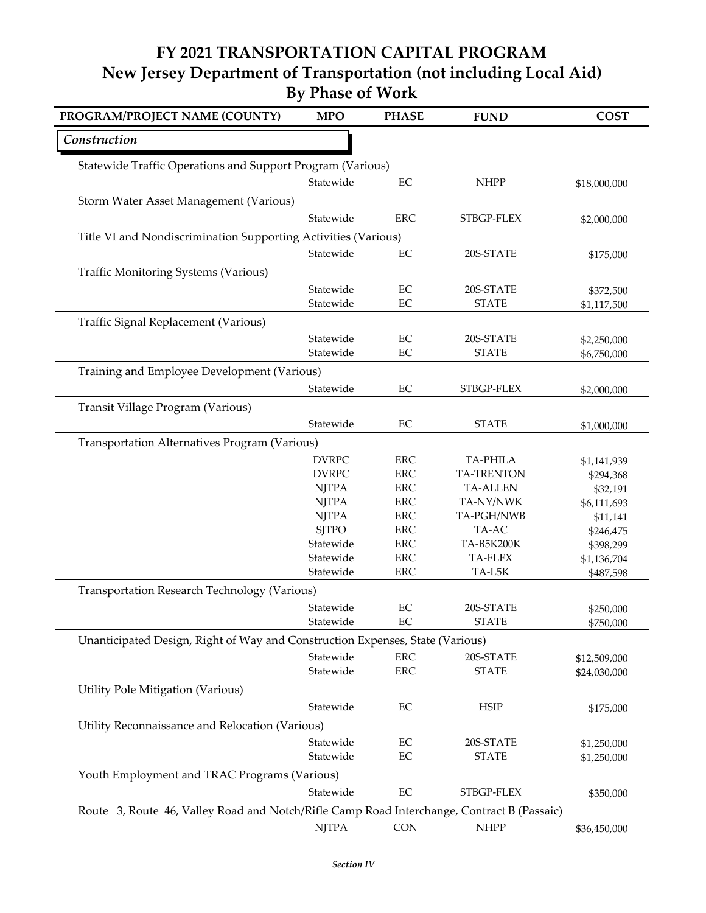# FY 2021 TRANSPORTATION CAPITAL PROGRAM
## New Jersey Department of Transportation (not including Local Aid)
## By Phase of Work

| PROGRAM/PROJECT NAME (COUNTY) | MPO | PHASE | FUND | COST |
|---|---|---|---|---|
| ***Construction*** | | | | |
| Statewide Traffic Operations and Support Program (Various) | | | | |
| | Statewide | EC | NHPP | $18,000,000 |
| Storm Water Asset Management (Various) | | | | |
| | Statewide | ERC | STBGP-FLEX | $2,000,000 |
| Title VI and Nondiscrimination Supporting Activities (Various) | | | | |
| | Statewide | EC | 20S-STATE | $175,000 |
| Traffic Monitoring Systems (Various) | | | | |
| | Statewide | EC | 20S-STATE | $372,500 |
| | Statewide | EC | STATE | $1,117,500 |
| Traffic Signal Replacement (Various) | | | | |
| | Statewide | EC | 20S-STATE | $2,250,000 |
| | Statewide | EC | STATE | $6,750,000 |
| Training and Employee Development (Various) | | | | |
| | Statewide | EC | STBGP-FLEX | $2,000,000 |
| Transit Village Program (Various) | | | | |
| | Statewide | EC | STATE | $1,000,000 |
| Transportation Alternatives Program (Various) | | | | |
| | DVRPC | ERC | TA-PHILA | $1,141,939 |
| | DVRPC | ERC | TA-TRENTON | $294,368 |
| | NJTPA | ERC | TA-ALLEN | $32,191 |
| | NJTPA | ERC | TA-NY/NWK | $6,111,693 |
| | NJTPA | ERC | TA-PGH/NWB | $11,141 |
| | SJTPO | ERC | TA-AC | $246,475 |
| | Statewide | ERC | TA-B5K200K | $398,299 |
| | Statewide | ERC | TA-FLEX | $1,136,704 |
| | Statewide | ERC | TA-L5K | $487,598 |
| Transportation Research Technology (Various) | | | | |
| | Statewide | EC | 20S-STATE | $250,000 |
| | Statewide | EC | STATE | $750,000 |
| Unanticipated Design, Right of Way and Construction Expenses, State (Various) | | | | |
| | Statewide | ERC | 20S-STATE | $12,509,000 |
| | Statewide | ERC | STATE | $24,030,000 |
| Utility Pole Mitigation (Various) | | | | |
| | Statewide | EC | HSIP | $175,000 |
| Utility Reconnaissance and Relocation (Various) | | | | |
| | Statewide | EC | 20S-STATE | $1,250,000 |
| | Statewide | EC | STATE | $1,250,000 |
| Youth Employment and TRAC Programs (Various) | | | | |
| | Statewide | EC | STBGP-FLEX | $350,000 |
| Route 3, Route 46, Valley Road and Notch/Rifle Camp Road Interchange, Contract B (Passaic) | | | | |
| | NJTPA | CON | NHPP | $36,450,000 |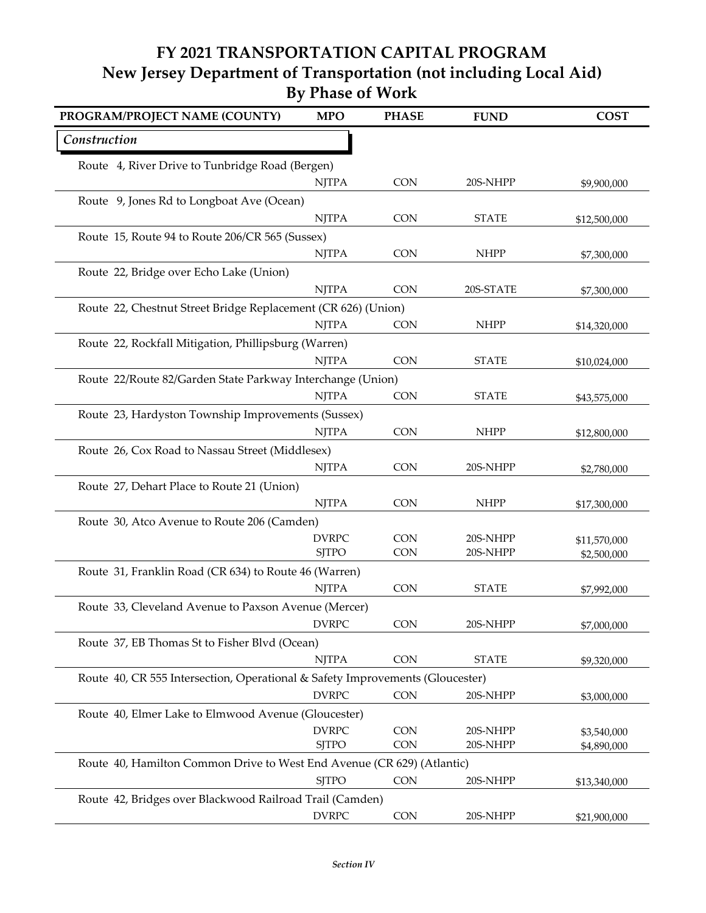# FY 2021 TRANSPORTATION CAPITAL PROGRAM
## New Jersey Department of Transportation (not including Local Aid)
### By Phase of Work

| PROGRAM/PROJECT NAME (COUNTY) | MPO | PHASE | FUND | COST |
|---|---|---|---|---|
| *Construction* | | | | |
| Route 4, River Drive to Tunbridge Road (Bergen) | | | | |
| | NJTPA | CON | 20S-NHPP | $9,900,000 |
| Route 9, Jones Rd to Longboat Ave (Ocean) | | | | |
| | NJTPA | CON | STATE | $12,500,000 |
| Route 15, Route 94 to Route 206/CR 565 (Sussex) | | | | |
| | NJTPA | CON | NHPP | $7,300,000 |
| Route 22, Bridge over Echo Lake (Union) | | | | |
| | NJTPA | CON | 20S-STATE | $7,300,000 |
| Route 22, Chestnut Street Bridge Replacement (CR 626) (Union) | | | | |
| | NJTPA | CON | NHPP | $14,320,000 |
| Route 22, Rockfall Mitigation, Phillipsburg (Warren) | | | | |
| | NJTPA | CON | STATE | $10,024,000 |
| Route 22/Route 82/Garden State Parkway Interchange (Union) | | | | |
| | NJTPA | CON | STATE | $43,575,000 |
| Route 23, Hardyston Township Improvements (Sussex) | | | | |
| | NJTPA | CON | NHPP | $12,800,000 |
| Route 26, Cox Road to Nassau Street (Middlesex) | | | | |
| | NJTPA | CON | 20S-NHPP | $2,780,000 |
| Route 27, Dehart Place to Route 21 (Union) | | | | |
| | NJTPA | CON | NHPP | $17,300,000 |
| Route 30, Atco Avenue to Route 206 (Camden) | | | | |
| | DVRPC | CON | 20S-NHPP | $11,570,000 |
| | SJTPO | CON | 20S-NHPP | $2,500,000 |
| Route 31, Franklin Road (CR 634) to Route 46 (Warren) | | | | |
| | NJTPA | CON | STATE | $7,992,000 |
| Route 33, Cleveland Avenue to Paxson Avenue (Mercer) | | | | |
| | DVRPC | CON | 20S-NHPP | $7,000,000 |
| Route 37, EB Thomas St to Fisher Blvd (Ocean) | | | | |
| | NJTPA | CON | STATE | $9,320,000 |
| Route 40, CR 555 Intersection, Operational & Safety Improvements (Gloucester) | | | | |
| | DVRPC | CON | 20S-NHPP | $3,000,000 |
| Route 40, Elmer Lake to Elmwood Avenue (Gloucester) | | | | |
| | DVRPC | CON | 20S-NHPP | $3,540,000 |
| | SJTPO | CON | 20S-NHPP | $4,890,000 |
| Route 40, Hamilton Common Drive to West End Avenue (CR 629) (Atlantic) | | | | |
| | SJTPO | CON | 20S-NHPP | $13,340,000 |
| Route 42, Bridges over Blackwood Railroad Trail (Camden) | | | | |
| | DVRPC | CON | 20S-NHPP | $21,900,000 |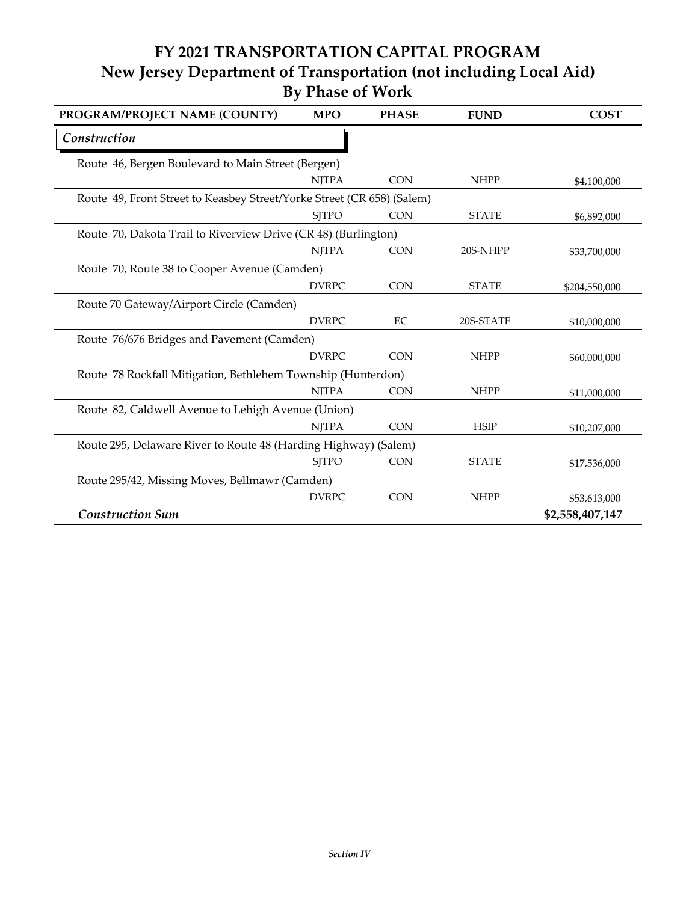# FY 2021 TRANSPORTATION CAPITAL PROGRAM
## New Jersey Department of Transportation (not including Local Aid)
## By Phase of Work

| PROGRAM/PROJECT NAME (COUNTY) | MPO | PHASE | FUND | COST |
|---|---|---|---|---|
| ***Construction*** | | | | |
| Route 46, Bergen Boulevard to Main Street (Bergen) | | | | |
| | NJTPA | CON | NHPP | $4,100,000 |
| Route 49, Front Street to Keasbey Street/Yorke Street (CR 658) (Salem) | | | | |
| | SJTPO | CON | STATE | $6,892,000 |
| Route 70, Dakota Trail to Riverview Drive (CR 48) (Burlington) | | | | |
| | NJTPA | CON | 20S-NHPP | $33,700,000 |
| Route 70, Route 38 to Cooper Avenue (Camden) | | | | |
| | DVRPC | CON | STATE | $204,550,000 |
| Route 70 Gateway/Airport Circle (Camden) | | | | |
| | DVRPC | EC | 20S-STATE | $10,000,000 |
| Route 76/676 Bridges and Pavement (Camden) | | | | |
| | DVRPC | CON | NHPP | $60,000,000 |
| Route 78 Rockfall Mitigation, Bethlehem Township (Hunterdon) | | | | |
| | NJTPA | CON | NHPP | $11,000,000 |
| Route 82, Caldwell Avenue to Lehigh Avenue (Union) | | | | |
| | NJTPA | CON | HSIP | $10,207,000 |
| Route 295, Delaware River to Route 48 (Harding Highway) (Salem) | | | | |
| | SJTPO | CON | STATE | $17,536,000 |
| Route 295/42, Missing Moves, Bellmawr (Camden) | | | | |
| | DVRPC | CON | NHPP | $53,613,000 |
| ***Construction Sum*** | | | | **$2,558,407,147** |